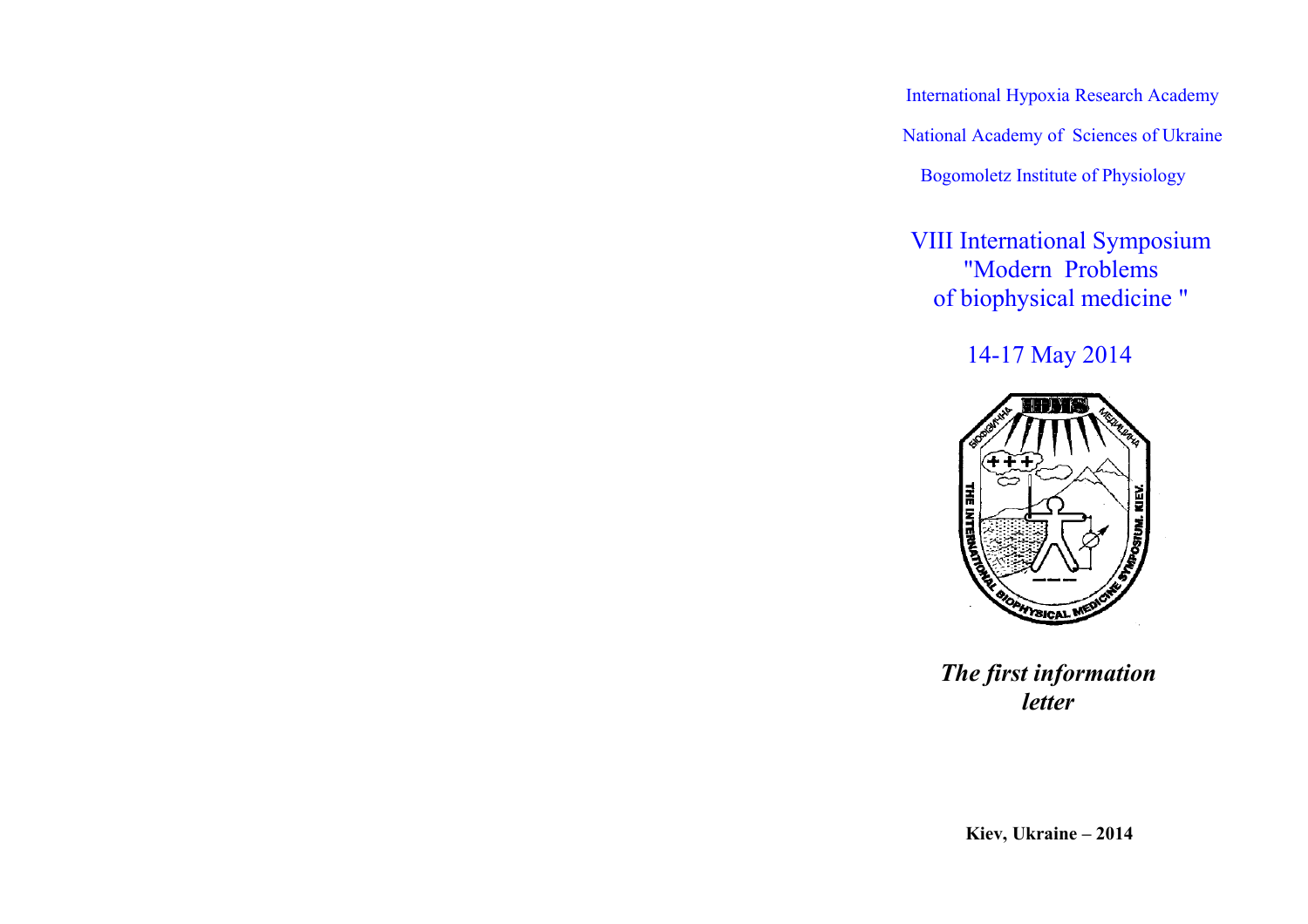International Hypoxia Research Academy

National Academy of Sciences of Ukraine

Bogomoletz Institute of Physiology

# VIII International Symposium "Modern Problems of biophysical medicine "

## 14-17 May 2014

***The first information letter***

**Kiev, Ukraine – 2014**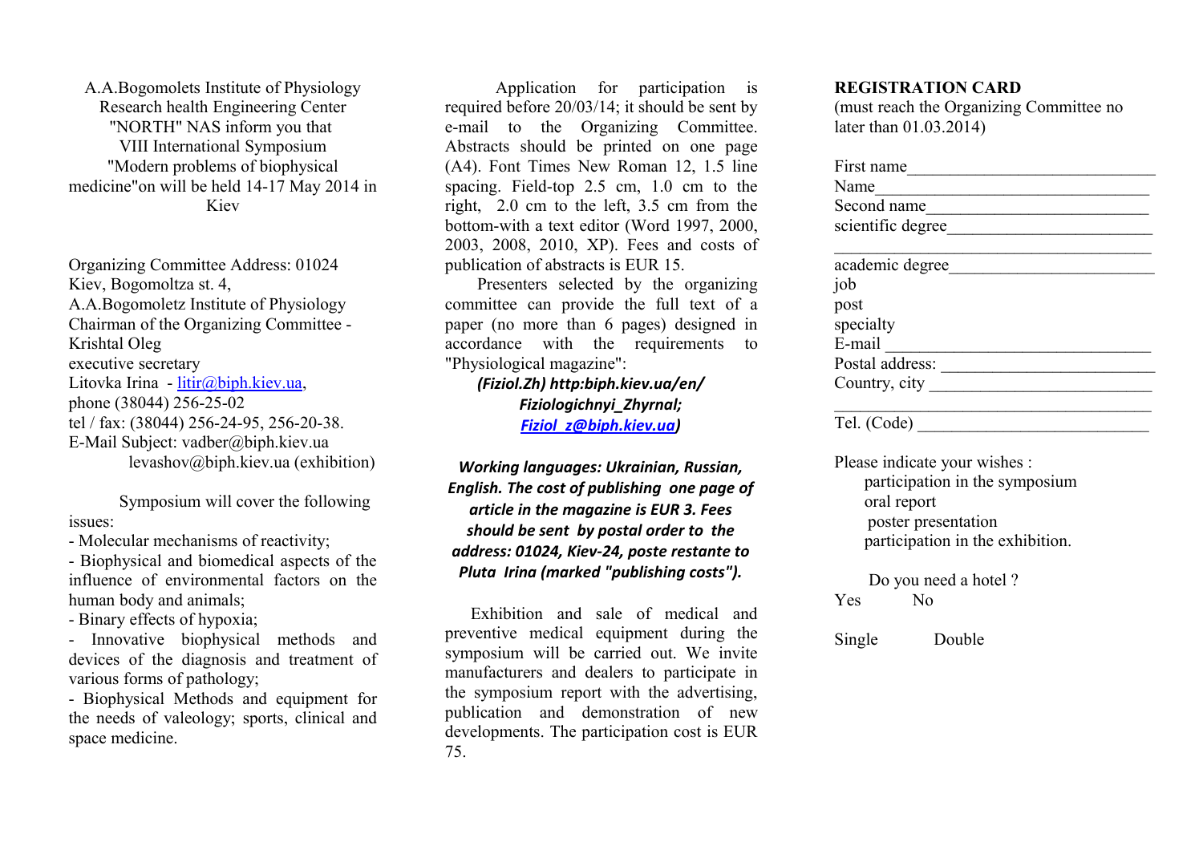A.A.Bogomolets Institute of Physiology Research health Engineering Center "NORTH" NAS inform you that VIII International Symposium "Modern problems of biophysical medicine"on will be held 14-17 May 2014 in Kiev

Organizing Committee Address: 01024 Kiev, Bogomoltza st. 4,
A.A.Bogomoletz Institute of Physiology
Chairman of the Organizing Committee - Krishtal Oleg
executive secretary
Litovka Irina - litir@biph.kiev.ua,
phone (38044) 256-25-02
tel / fax: (38044) 256-24-95, 256-20-38.
E-Mail Subject: vadber@biph.kiev.ua
levashov@biph.kiev.ua (exhibition)

Symposium will cover the following issues:

- Molecular mechanisms of reactivity;
- Biophysical and biomedical aspects of the influence of environmental factors on the human body and animals;
- Binary effects of hypoxia;
- Innovative biophysical methods and devices of the diagnosis and treatment of various forms of pathology;
- Biophysical Methods and equipment for the needs of valeology; sports, clinical and space medicine.

Application for participation is required before 20/03/14; it should be sent by e-mail to the Organizing Committee. Abstracts should be printed on one page (A4). Font Times New Roman 12, 1.5 line spacing. Field-top 2.5 cm, 1.0 cm to the right, 2.0 cm to the left, 3.5 cm from the bottom-with a text editor (Word 1997, 2000, 2003, 2008, 2010, XP). Fees and costs of publication of abstracts is EUR 15.

Presenters selected by the organizing committee can provide the full text of a paper (no more than 6 pages) designed in accordance with the requirements to "Physiological magazine":

***(Fiziol.Zh) http:biph.kiev.ua/en/ Fiziologichnyi_Zhyrnal; Fiziol_z@biph.kiev.ua)***

***Working languages: Ukrainian, Russian, English. The cost of publishing one page of article in the magazine is EUR 3. Fees should be sent by postal order to the address: 01024, Kiev-24, poste restante to Pluta Irina (marked "publishing costs").***

Exhibition and sale of medical and preventive medical equipment during the symposium will be carried out. We invite manufacturers and dealers to participate in the symposium report with the advertising, publication and demonstration of new developments. The participation cost is EUR 75.

**REGISTRATION CARD**

(must reach the Organizing Committee no later than 01.03.2014)

First name_____________________________
Name_______________________________
Second name_________________________
scientific degree_______________________
_____________________________________
academic degree_______________________
job
post
specialty
E-mail ______________________________
Postal address: ________________________
Country, city _________________________
_____________________________________
Tel. (Code) ___________________________

Please indicate your wishes :

participation in the symposium
oral report
poster presentation
participation in the exhibition.

Do you need a hotel ?

Yes No

Single Double